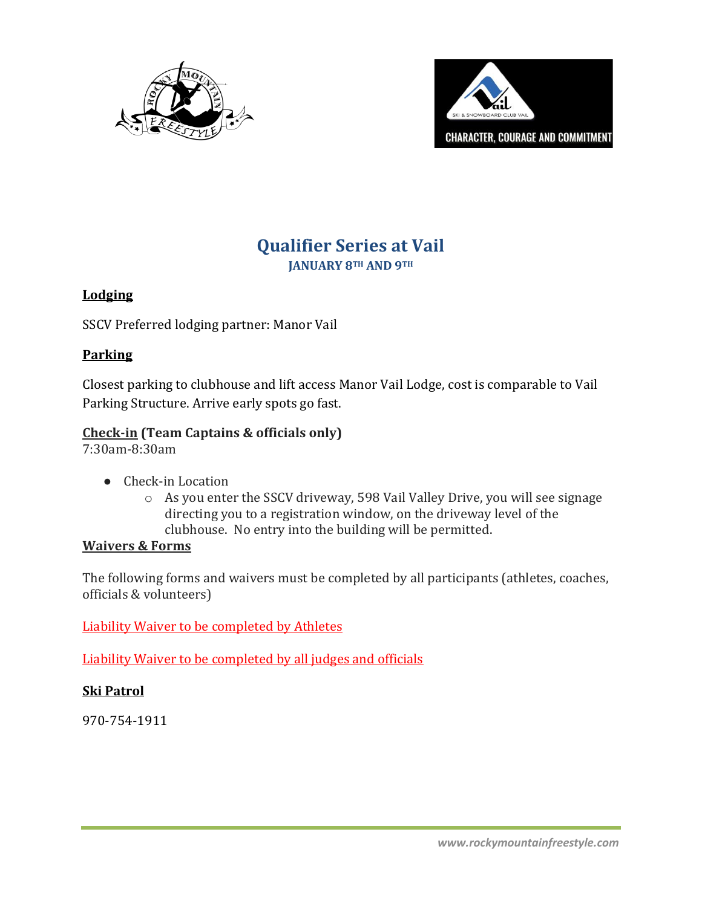# Qualifier Series at Vail

### JANUARY 8TH AND 9TH

**Lodging**

SSCV Preferred lodging partner: Manor Vail

**Parking**

Closest parking to clubhouse and lift access Manor Vail Lodge, cost is comparable to Vail Parking Structure. Arrive early spots go fast.

**Check-in (Team Captains & officials only)**
7:30am-8:30am

- Check-in Location
  - As you enter the SSCV driveway, 598 Vail Valley Drive, you will see signage directing you to a registration window, on the driveway level of the clubhouse. No entry into the building will be permitted.

**Waivers & Forms**

The following forms and waivers must be completed by all participants (athletes, coaches, officials & volunteers)

Liability Waiver to be completed by Athletes

Liability Waiver to be completed by all judges and officials

**Ski Patrol**

970-754-1911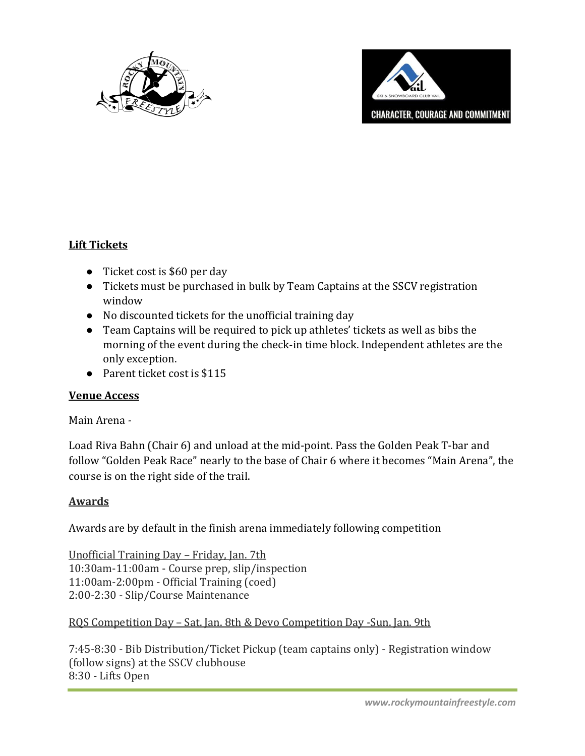## Lift Tickets

- Ticket cost is $60 per day
- Tickets must be purchased in bulk by Team Captains at the SSCV registration window
- No discounted tickets for the unofficial training day
- Team Captains will be required to pick up athletes' tickets as well as bibs the morning of the event during the check-in time block. Independent athletes are the only exception.
- Parent ticket cost is $115

## Venue Access

Main Arena -

Load Riva Bahn (Chair 6) and unload at the mid-point. Pass the Golden Peak T-bar and follow "Golden Peak Race" nearly to the base of Chair 6 where it becomes "Main Arena", the course is on the right side of the trail.

## Awards

Awards are by default in the finish arena immediately following competition

Unofficial Training Day – Friday, Jan. 7th
10:30am-11:00am - Course prep, slip/inspection
11:00am-2:00pm - Official Training (coed)
2:00-2:30 - Slip/Course Maintenance

RQS Competition Day – Sat. Jan. 8th & Devo Competition Day -Sun. Jan. 9th

7:45-8:30 - Bib Distribution/Ticket Pickup (team captains only) - Registration window (follow signs) at the SSCV clubhouse
8:30 - Lifts Open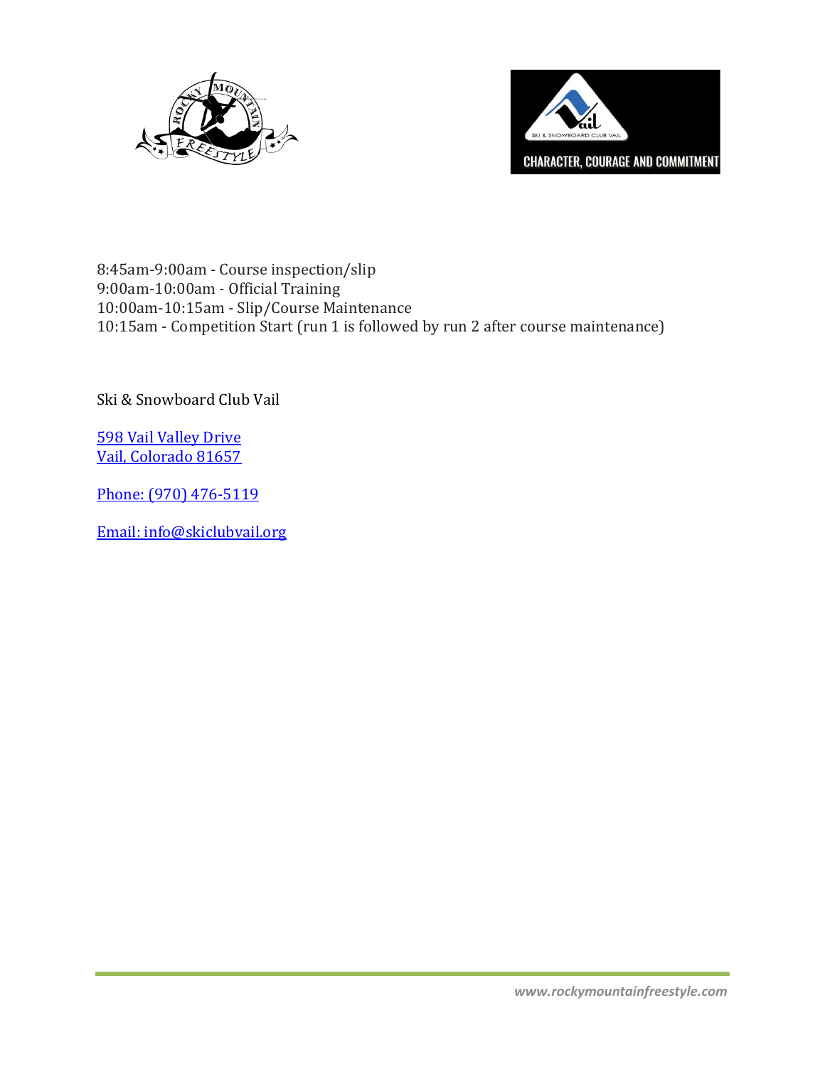8:45am-9:00am - Course inspection/slip
9:00am-10:00am - Official Training
10:00am-10:15am - Slip/Course Maintenance
10:15am - Competition Start (run 1 is followed by run 2 after course maintenance)

Ski & Snowboard Club Vail

598 Vail Valley Drive
Vail, Colorado 81657

Phone: (970) 476-5119

Email: info@skiclubvail.org